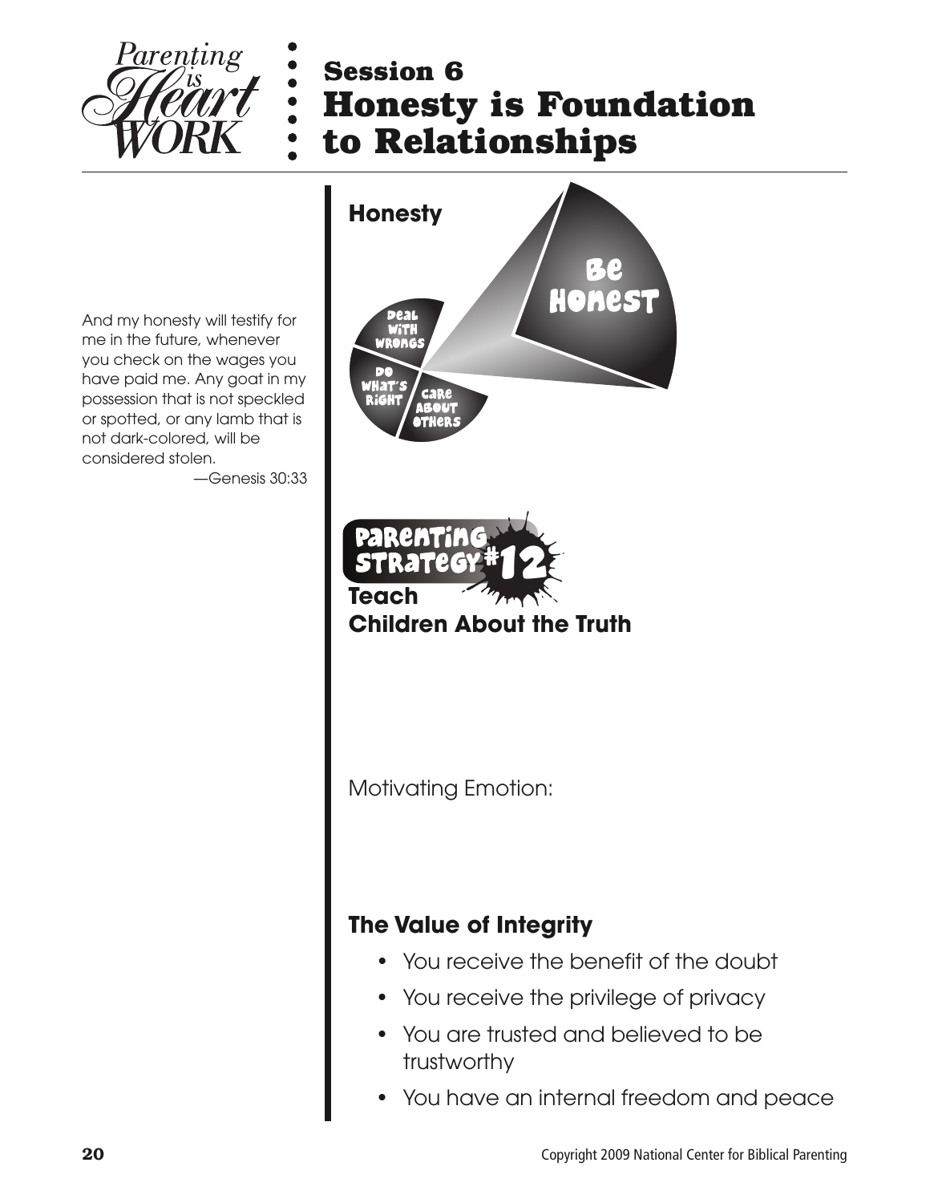# Session 6
# Honesty is Foundation to Relationships

And my honesty will testify for me in the future, whenever you check on the wages you have paid me. Any goat in my possession that is not speckled or spotted, or any lamb that is not dark-colored, will be considered stolen.

—Genesis 30:33

**Honesty**

Be Honest

Deal with Wrongs

Do What's Right

Care About Others

Parenting Strategy #12

**Teach Children About the Truth**

Motivating Emotion:

### The Value of Integrity

- You receive the benefit of the doubt
- You receive the privilege of privacy
- You are trusted and believed to be trustworthy
- You have an internal freedom and peace

Copyright 2009 National Center for Biblical Parenting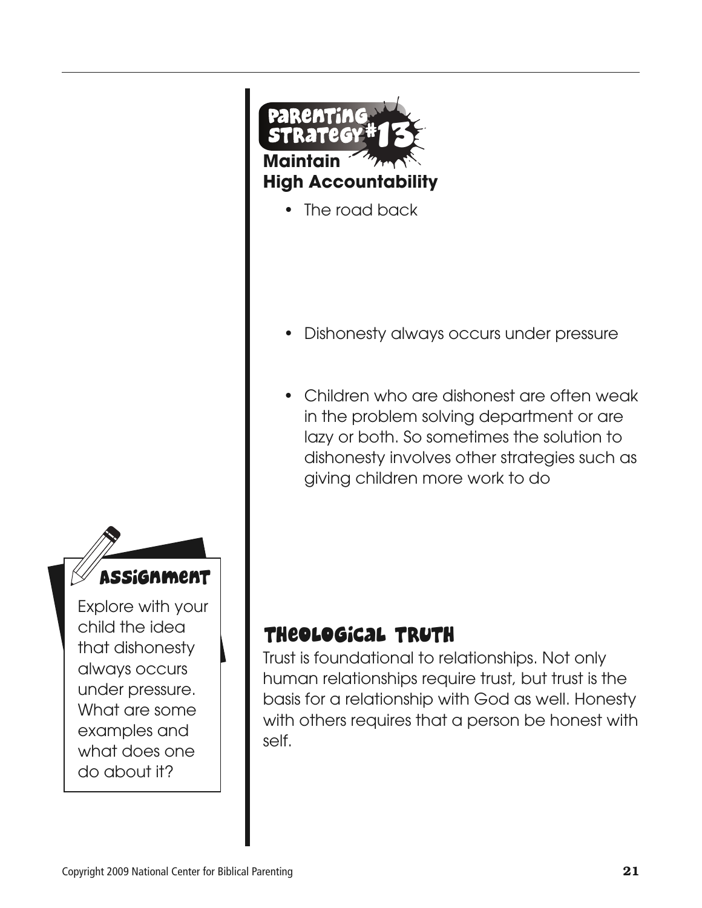## Parenting Strategy #13

### Maintain High Accountability

- The road back

- Dishonesty always occurs under pressure

- Children who are dishonest are often weak in the problem solving department or are lazy or both. So sometimes the solution to dishonesty involves other strategies such as giving children more work to do

### Assignment

Explore with your child the idea that dishonesty always occurs under pressure. What are some examples and what does one do about it?

## Theological Truth

Trust is foundational to relationships. Not only human relationships require trust, but trust is the basis for a relationship with God as well. Honesty with others requires that a person be honest with self.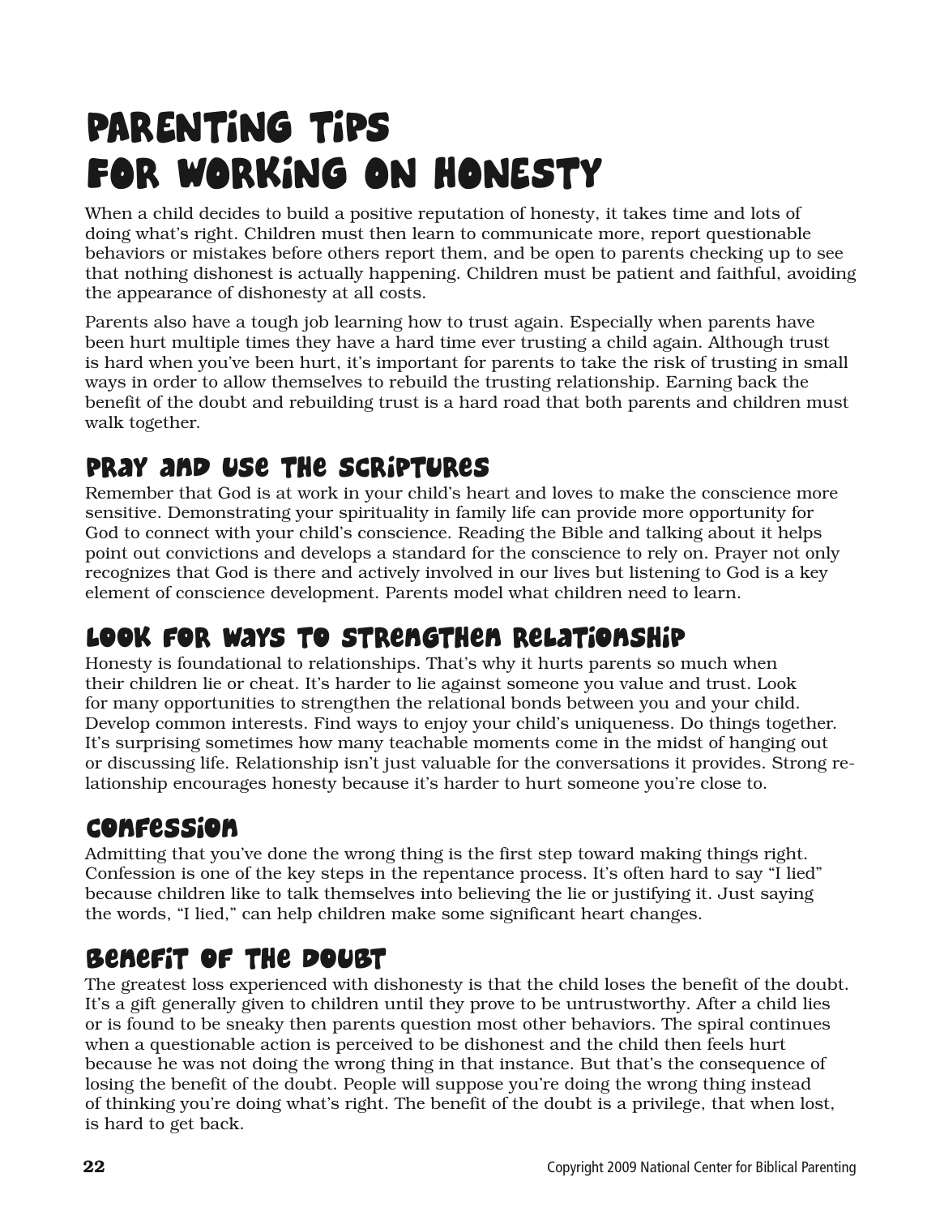# Parenting Tips for Working on Honesty

When a child decides to build a positive reputation of honesty, it takes time and lots of doing what's right. Children must then learn to communicate more, report questionable behaviors or mistakes before others report them, and be open to parents checking up to see that nothing dishonest is actually happening. Children must be patient and faithful, avoiding the appearance of dishonesty at all costs.

Parents also have a tough job learning how to trust again. Especially when parents have been hurt multiple times they have a hard time ever trusting a child again. Although trust is hard when you've been hurt, it's important for parents to take the risk of trusting in small ways in order to allow themselves to rebuild the trusting relationship. Earning back the benefit of the doubt and rebuilding trust is a hard road that both parents and children must walk together.

## Pray and Use the Scriptures

Remember that God is at work in your child's heart and loves to make the conscience more sensitive. Demonstrating your spirituality in family life can provide more opportunity for God to connect with your child's conscience. Reading the Bible and talking about it helps point out convictions and develops a standard for the conscience to rely on. Prayer not only recognizes that God is there and actively involved in our lives but listening to God is a key element of conscience development. Parents model what children need to learn.

## Look for Ways to Strengthen Relationship

Honesty is foundational to relationships. That's why it hurts parents so much when their children lie or cheat. It's harder to lie against someone you value and trust. Look for many opportunities to strengthen the relational bonds between you and your child. Develop common interests. Find ways to enjoy your child's uniqueness. Do things together. It's surprising sometimes how many teachable moments come in the midst of hanging out or discussing life. Relationship isn't just valuable for the conversations it provides. Strong relationship encourages honesty because it's harder to hurt someone you're close to.

## Confession

Admitting that you've done the wrong thing is the first step toward making things right. Confession is one of the key steps in the repentance process. It's often hard to say "I lied" because children like to talk themselves into believing the lie or justifying it. Just saying the words, "I lied," can help children make some significant heart changes.

## Benefit of the Doubt

The greatest loss experienced with dishonesty is that the child loses the benefit of the doubt. It's a gift generally given to children until they prove to be untrustworthy. After a child lies or is found to be sneaky then parents question most other behaviors. The spiral continues when a questionable action is perceived to be dishonest and the child then feels hurt because he was not doing the wrong thing in that instance. But that's the consequence of losing the benefit of the doubt. People will suppose you're doing the wrong thing instead of thinking you're doing what's right. The benefit of the doubt is a privilege, that when lost, is hard to get back.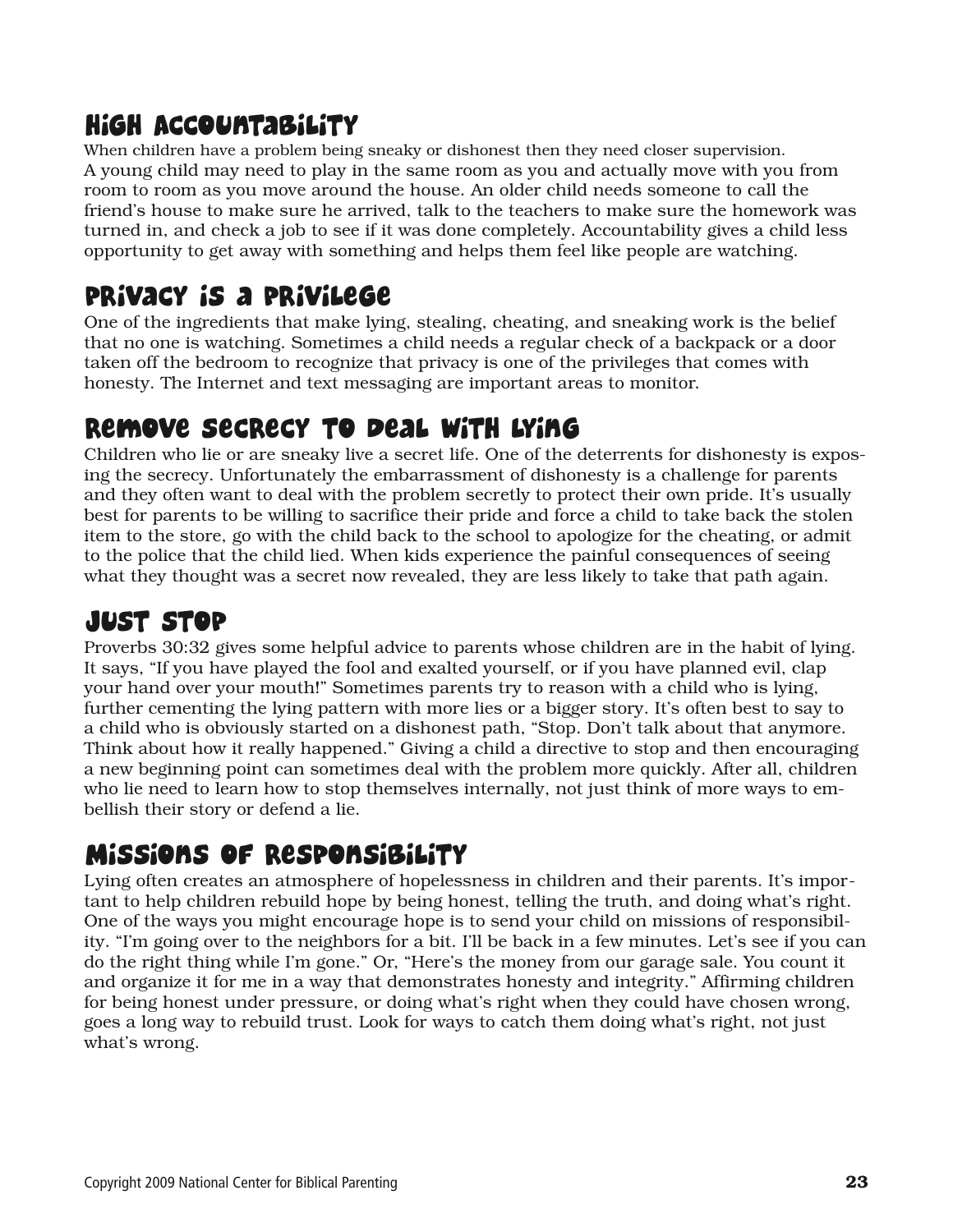## High Accountability

When children have a problem being sneaky or dishonest then they need closer supervision. A young child may need to play in the same room as you and actually move with you from room to room as you move around the house. An older child needs someone to call the friend's house to make sure he arrived, talk to the teachers to make sure the homework was turned in, and check a job to see if it was done completely. Accountability gives a child less opportunity to get away with something and helps them feel like people are watching.

## Privacy is a Privilege

One of the ingredients that make lying, stealing, cheating, and sneaking work is the belief that no one is watching. Sometimes a child needs a regular check of a backpack or a door taken off the bedroom to recognize that privacy is one of the privileges that comes with honesty. The Internet and text messaging are important areas to monitor.

## Remove Secrecy to Deal with Lying

Children who lie or are sneaky live a secret life. One of the deterrents for dishonesty is exposing the secrecy. Unfortunately the embarrassment of dishonesty is a challenge for parents and they often want to deal with the problem secretly to protect their own pride. It's usually best for parents to be willing to sacrifice their pride and force a child to take back the stolen item to the store, go with the child back to the school to apologize for the cheating, or admit to the police that the child lied. When kids experience the painful consequences of seeing what they thought was a secret now revealed, they are less likely to take that path again.

## Just Stop

Proverbs 30:32 gives some helpful advice to parents whose children are in the habit of lying. It says, "If you have played the fool and exalted yourself, or if you have planned evil, clap your hand over your mouth!" Sometimes parents try to reason with a child who is lying, further cementing the lying pattern with more lies or a bigger story. It's often best to say to a child who is obviously started on a dishonest path, "Stop. Don't talk about that anymore. Think about how it really happened." Giving a child a directive to stop and then encouraging a new beginning point can sometimes deal with the problem more quickly. After all, children who lie need to learn how to stop themselves internally, not just think of more ways to embellish their story or defend a lie.

## Missions of Responsibility

Lying often creates an atmosphere of hopelessness in children and their parents. It's important to help children rebuild hope by being honest, telling the truth, and doing what's right. One of the ways you might encourage hope is to send your child on missions of responsibility. "I'm going over to the neighbors for a bit. I'll be back in a few minutes. Let's see if you can do the right thing while I'm gone." Or, "Here's the money from our garage sale. You count it and organize it for me in a way that demonstrates honesty and integrity." Affirming children for being honest under pressure, or doing what's right when they could have chosen wrong, goes a long way to rebuild trust. Look for ways to catch them doing what's right, not just what's wrong.

Copyright 2009 National Center for Biblical Parenting